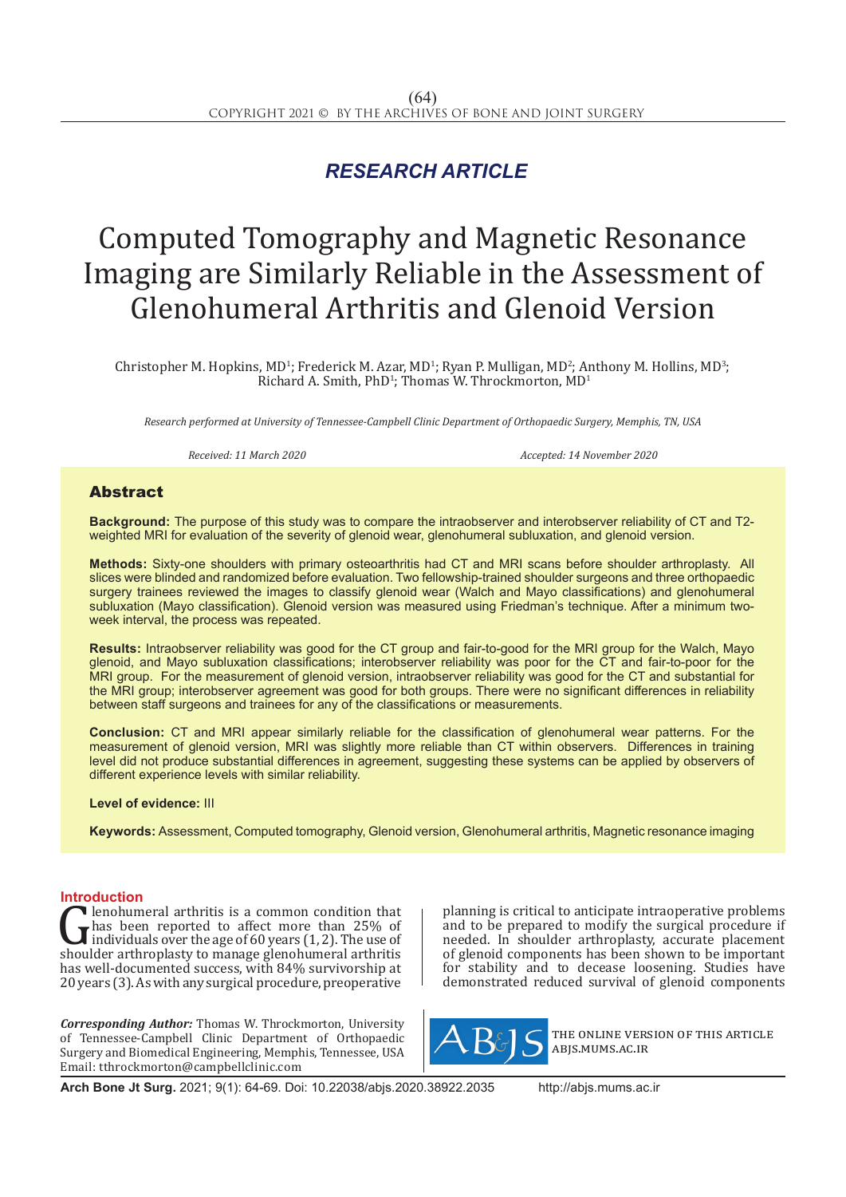*RESEARCH ARTICLE*

# Computed Tomography and Magnetic Resonance Imaging are Similarly Reliable in the Assessment of Glenohumeral Arthritis and Glenoid Version

Christopher M. Hopkins, MD[1]; Frederick M. Azar, MD[1]; Ryan P. Mulligan, MD[2]; Anthony M. Hollins, MD[3]; Richard A. Smith, PhD[1]; Thomas W. Throckmorton, MD[1]

*Research performed at University of Tennessee-Campbell Clinic Department of Orthopaedic Surgery, Memphis, TN, USA*

*Received: 11 March 2020* *Accepted: 14 November 2020*

## Abstract

**Background:** The purpose of this study was to compare the intraobserver and interobserver reliability of CT and T2-weighted MRI for evaluation of the severity of glenoid wear, glenohumeral subluxation, and glenoid version.

**Methods:** Sixty-one shoulders with primary osteoarthritis had CT and MRI scans before shoulder arthroplasty. All slices were blinded and randomized before evaluation. Two fellowship-trained shoulder surgeons and three orthopaedic surgery trainees reviewed the images to classify glenoid wear (Walch and Mayo classifications) and glenohumeral subluxation (Mayo classification). Glenoid version was measured using Friedman's technique. After a minimum two-week interval, the process was repeated.

**Results:** Intraobserver reliability was good for the CT group and fair-to-good for the MRI group for the Walch, Mayo glenoid, and Mayo subluxation classifications; interobserver reliability was poor for the CT and fair-to-poor for the MRI group. For the measurement of glenoid version, intraobserver reliability was good for the CT and substantial for the MRI group; interobserver agreement was good for both groups. There were no significant differences in reliability between staff surgeons and trainees for any of the classifications or measurements.

**Conclusion:** CT and MRI appear similarly reliable for the classification of glenohumeral wear patterns. For the measurement of glenoid version, MRI was slightly more reliable than CT within observers. Differences in training level did not produce substantial differences in agreement, suggesting these systems can be applied by observers of different experience levels with similar reliability.

**Level of evidence:** III

**Keywords:** Assessment, Computed tomography, Glenoid version, Glenohumeral arthritis, Magnetic resonance imaging

## Introduction

Glenohumeral arthritis is a common condition that has been reported to affect more than 25% of individuals over the age of 60 years (1, 2). The use of shoulder arthroplasty to manage glenohumeral arthritis has well-documented success, with 84% survivorship at 20 years (3). As with any surgical procedure, preoperative planning is critical to anticipate intraoperative problems and to be prepared to modify the surgical procedure if needed. In shoulder arthroplasty, accurate placement of glenoid components has been shown to be important for stability and to decease loosening. Studies have demonstrated reduced survival of glenoid components

***Corresponding Author:*** Thomas W. Throckmorton, University of Tennessee-Campbell Clinic Department of Orthopaedic Surgery and Biomedical Engineering, Memphis, Tennessee, USA
Email: tthrockmorton@campbellclinic.com

THE ONLINE VERSION OF THIS ARTICLE ABJS.MUMS.AC.IR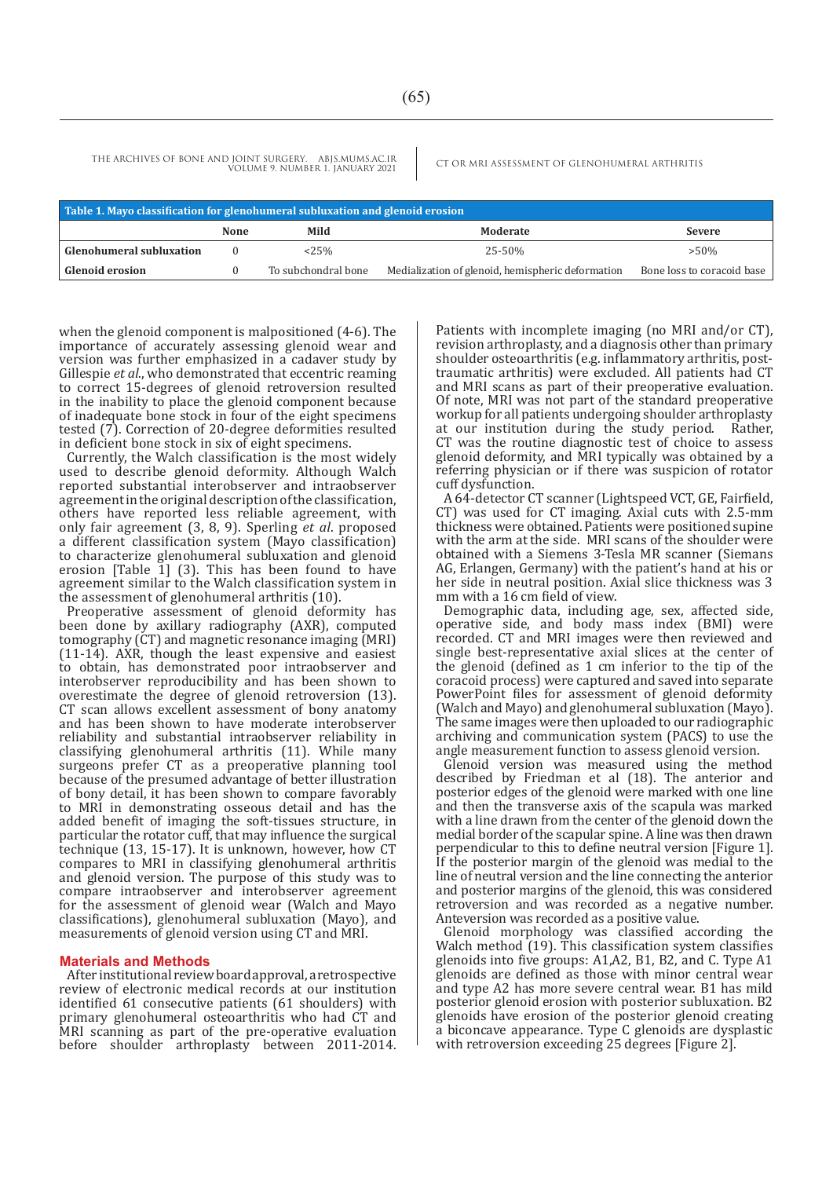**Table 1. Mayo classification for glenohumeral subluxation and glenoid erosion**

| | None | Mild | Moderate | Severe |
|---|---|---|---|---|
| **Glenohumeral subluxation** | 0 | <25% | 25-50% | >50% |
| **Glenoid erosion** | 0 | To subchondral bone | Medialization of glenoid, hemispheric deformation | Bone loss to coracoid base |

when the glenoid component is malpositioned (4-6). The importance of accurately assessing glenoid wear and version was further emphasized in a cadaver study by Gillespie *et al.*, who demonstrated that eccentric reaming to correct 15-degrees of glenoid retroversion resulted in the inability to place the glenoid component because of inadequate bone stock in four of the eight specimens tested (7). Correction of 20-degree deformities resulted in deficient bone stock in six of eight specimens.

Currently, the Walch classification is the most widely used to describe glenoid deformity. Although Walch reported substantial interobserver and intraobserver agreement in the original description of the classification, others have reported less reliable agreement, with only fair agreement (3, 8, 9). Sperling *et al*. proposed a different classification system (Mayo classification) to characterize glenohumeral subluxation and glenoid erosion [Table 1] (3). This has been found to have agreement similar to the Walch classification system in the assessment of glenohumeral arthritis (10).

Preoperative assessment of glenoid deformity has been done by axillary radiography (AXR), computed tomography (CT) and magnetic resonance imaging (MRI) (11-14). AXR, though the least expensive and easiest to obtain, has demonstrated poor intraobserver and interobserver reproducibility and has been shown to overestimate the degree of glenoid retroversion (13). CT scan allows excellent assessment of bony anatomy and has been shown to have moderate interobserver reliability and substantial intraobserver reliability in classifying glenohumeral arthritis (11). While many surgeons prefer CT as a preoperative planning tool because of the presumed advantage of better illustration of bony detail, it has been shown to compare favorably to MRI in demonstrating osseous detail and has the added benefit of imaging the soft-tissues structure, in particular the rotator cuff, that may influence the surgical technique (13, 15-17). It is unknown, however, how CT compares to MRI in classifying glenohumeral arthritis and glenoid version. The purpose of this study was to compare intraobserver and interobserver agreement for the assessment of glenoid wear (Walch and Mayo classifications), glenohumeral subluxation (Mayo), and measurements of glenoid version using CT and MRI.

## Materials and Methods

After institutional review board approval, a retrospective review of electronic medical records at our institution identified 61 consecutive patients (61 shoulders) with primary glenohumeral osteoarthritis who had CT and MRI scanning as part of the pre-operative evaluation before shoulder arthroplasty between 2011-2014. Patients with incomplete imaging (no MRI and/or CT), revision arthroplasty, and a diagnosis other than primary shoulder osteoarthritis (e.g. inflammatory arthritis, post-traumatic arthritis) were excluded. All patients had CT and MRI scans as part of their preoperative evaluation. Of note, MRI was not part of the standard preoperative workup for all patients undergoing shoulder arthroplasty at our institution during the study period. Rather, CT was the routine diagnostic test of choice to assess glenoid deformity, and MRI typically was obtained by a referring physician or if there was suspicion of rotator cuff dysfunction.

A 64-detector CT scanner (Lightspeed VCT, GE, Fairfield, CT) was used for CT imaging. Axial cuts with 2.5-mm thickness were obtained. Patients were positioned supine with the arm at the side. MRI scans of the shoulder were obtained with a Siemens 3-Tesla MR scanner (Siemans AG, Erlangen, Germany) with the patient's hand at his or her side in neutral position. Axial slice thickness was 3 mm with a 16 cm field of view.

Demographic data, including age, sex, affected side, operative side, and body mass index (BMI) were recorded. CT and MRI images were then reviewed and single best-representative axial slices at the center of the glenoid (defined as 1 cm inferior to the tip of the coracoid process) were captured and saved into separate PowerPoint files for assessment of glenoid deformity (Walch and Mayo) and glenohumeral subluxation (Mayo). The same images were then uploaded to our radiographic archiving and communication system (PACS) to use the angle measurement function to assess glenoid version.

Glenoid version was measured using the method described by Friedman et al (18). The anterior and posterior edges of the glenoid were marked with one line and then the transverse axis of the scapula was marked with a line drawn from the center of the glenoid down the medial border of the scapular spine. A line was then drawn perpendicular to this to define neutral version [Figure 1]. If the posterior margin of the glenoid was medial to the line of neutral version and the line connecting the anterior and posterior margins of the glenoid, this was considered retroversion and was recorded as a negative number. Anteversion was recorded as a positive value.

Glenoid morphology was classified according the Walch method (19). This classification system classifies glenoids into five groups: A1,A2, B1, B2, and C. Type A1 glenoids are defined as those with minor central wear and type A2 has more severe central wear. B1 has mild posterior glenoid erosion with posterior subluxation. B2 glenoids have erosion of the posterior glenoid creating a biconcave appearance. Type C glenoids are dysplastic with retroversion exceeding 25 degrees [Figure 2].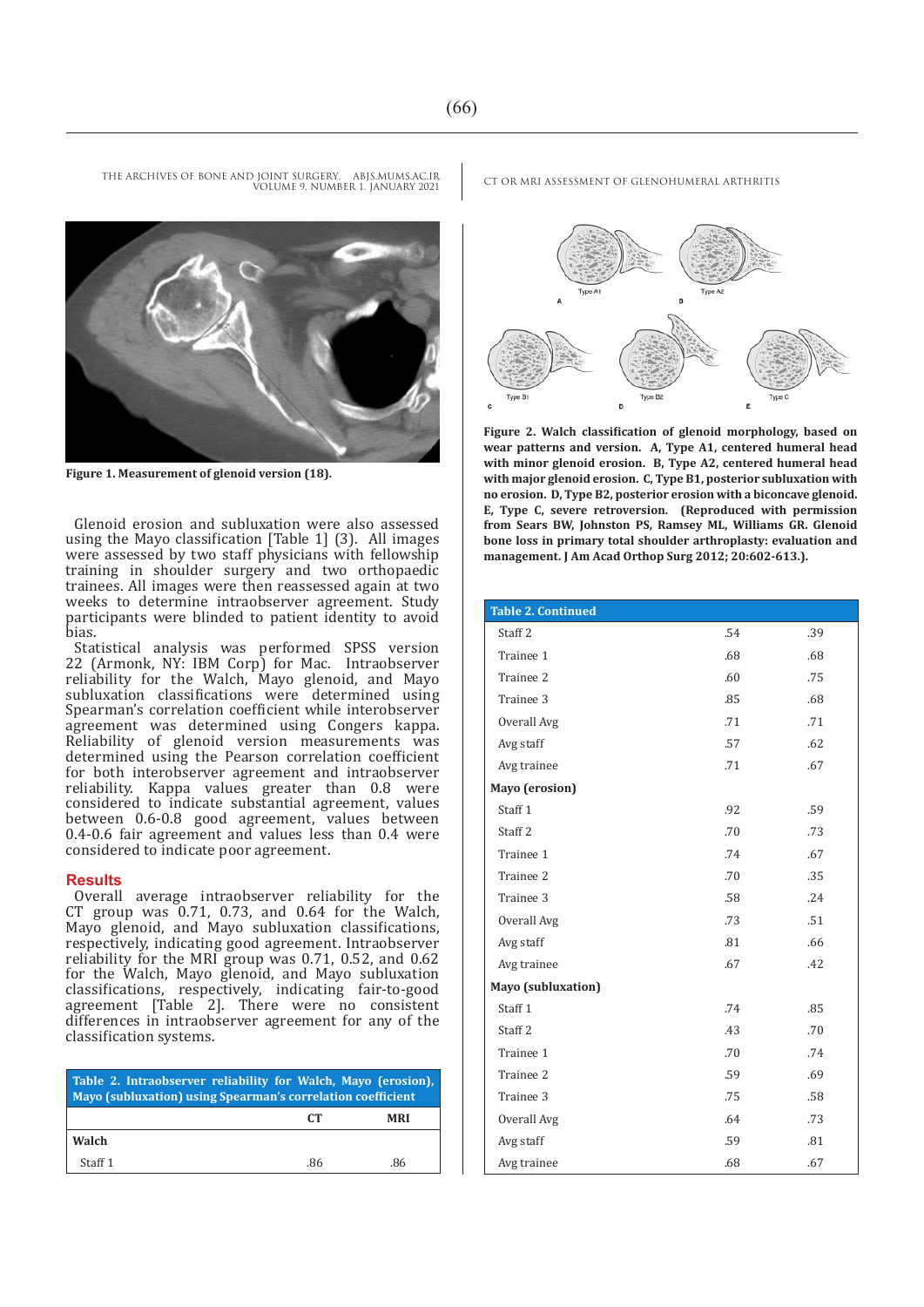Figure 1. Measurement of glenoid version (18).

Figure 2. Walch classification of glenoid morphology, based on wear patterns and version. A, Type A1, centered humeral head with minor glenoid erosion. B, Type A2, centered humeral head with major glenoid erosion. C, Type B1, posterior subluxation with no erosion. D, Type B2, posterior erosion with a biconcave glenoid. E, Type C, severe retroversion. (Reproduced with permission from Sears BW, Johnston PS, Ramsey ML, Williams GR. Glenoid bone loss in primary total shoulder arthroplasty: evaluation and management. J Am Acad Orthop Surg 2012; 20:602-613.).

Glenoid erosion and subluxation were also assessed using the Mayo classification [Table 1] (3). All images were assessed by two staff physicians with fellowship training in shoulder surgery and two orthopaedic trainees. All images were then reassessed again at two weeks to determine intraobserver agreement. Study participants were blinded to patient identity to avoid bias.

Statistical analysis was performed SPSS version 22 (Armonk, NY: IBM Corp) for Mac. Intraobserver reliability for the Walch, Mayo glenoid, and Mayo subluxation classifications were determined using Spearman's correlation coefficient while interobserver agreement was determined using Congers kappa. Reliability of glenoid version measurements was determined using the Pearson correlation coefficient for both interobserver agreement and intraobserver reliability. Kappa values greater than 0.8 were considered to indicate substantial agreement, values between 0.6-0.8 good agreement, values between 0.4-0.6 fair agreement and values less than 0.4 were considered to indicate poor agreement.

## Results

Overall average intraobserver reliability for the CT group was 0.71, 0.73, and 0.64 for the Walch, Mayo glenoid, and Mayo subluxation classifications, respectively, indicating good agreement. Intraobserver reliability for the MRI group was 0.71, 0.52, and 0.62 for the Walch, Mayo glenoid, and Mayo subluxation classifications, respectively, indicating fair-to-good agreement [Table 2]. There were no consistent differences in intraobserver agreement for any of the classification systems.

**Table 2. Intraobserver reliability for Walch, Mayo (erosion), Mayo (subluxation) using Spearman's correlation coefficient**

| | CT | MRI |
|---|---|---|
| **Walch** | | |
| Staff 1 | .86 | .86 |
| Staff 2 | .54 | .39 |
| Trainee 1 | .68 | .68 |
| Trainee 2 | .60 | .75 |
| Trainee 3 | .85 | .68 |
| Overall Avg | .71 | .71 |
| Avg staff | .57 | .62 |
| Avg trainee | .71 | .67 |
| **Mayo (erosion)** | | |
| Staff 1 | .92 | .59 |
| Staff 2 | .70 | .73 |
| Trainee 1 | .74 | .67 |
| Trainee 2 | .70 | .35 |
| Trainee 3 | .58 | .24 |
| Overall Avg | .73 | .51 |
| Avg staff | .81 | .66 |
| Avg trainee | .67 | .42 |
| **Mayo (subluxation)** | | |
| Staff 1 | .74 | .85 |
| Staff 2 | .43 | .70 |
| Trainee 1 | .70 | .74 |
| Trainee 2 | .59 | .69 |
| Trainee 3 | .75 | .58 |
| Overall Avg | .64 | .73 |
| Avg staff | .59 | .81 |
| Avg trainee | .68 | .67 |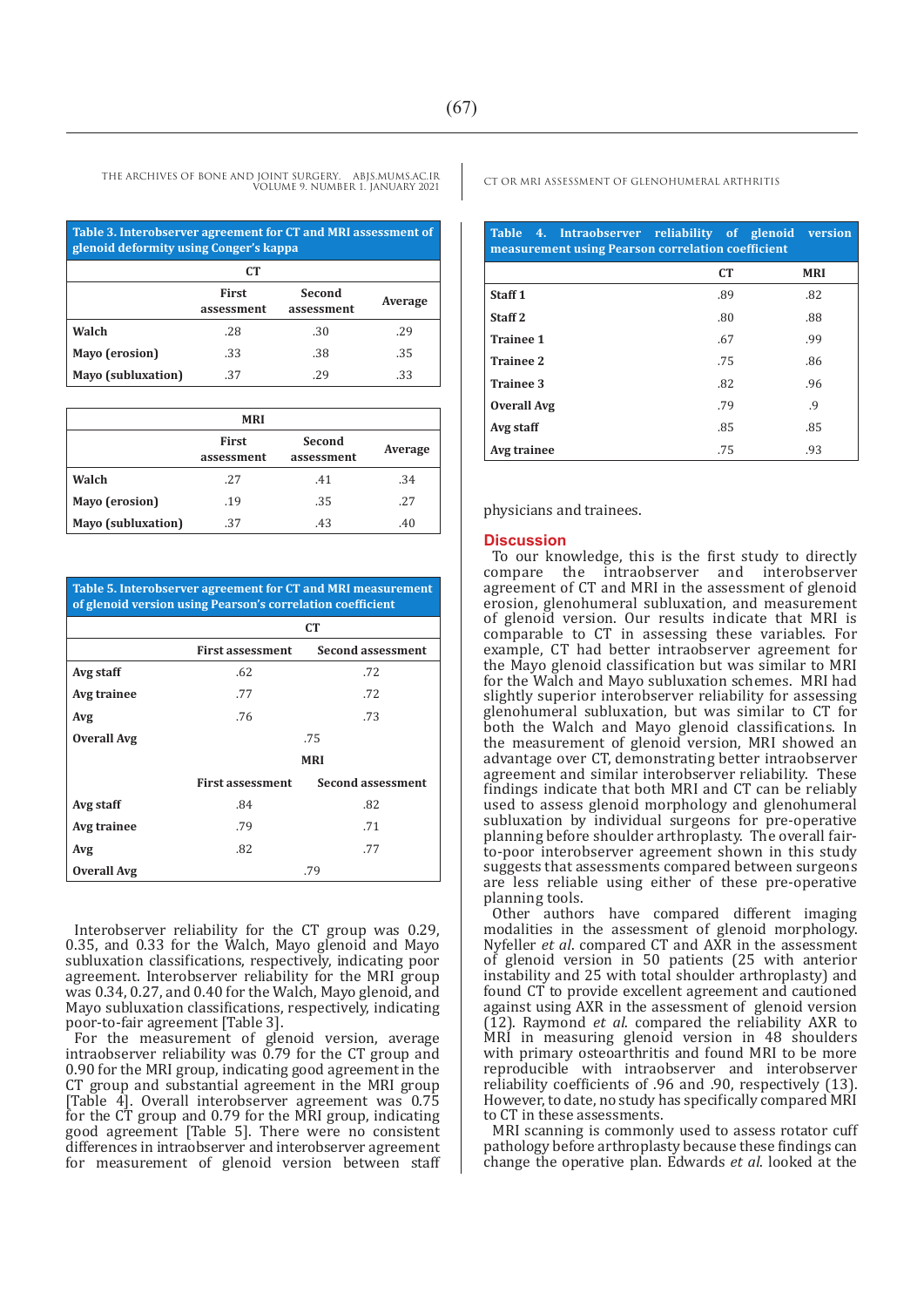Table 3. Interobserver agreement for CT and MRI assessment of glenoid deformity using Conger's kappa

| CT | | | |
|---|---|---|---|
| | First assessment | Second assessment | Average |
| **Walch** | .28 | .30 | .29 |
| **Mayo (erosion)** | .33 | .38 | .35 |
| **Mayo (subluxation)** | .37 | .29 | .33 |

| MRI | | | |
|---|---|---|---|
| | First assessment | Second assessment | Average |
| **Walch** | .27 | .41 | .34 |
| **Mayo (erosion)** | .19 | .35 | .27 |
| **Mayo (subluxation)** | .37 | .43 | .40 |

Table 5. Interobserver agreement for CT and MRI measurement of glenoid version using Pearson's correlation coefficient

| | CT | |
|---|---|---|
| | First assessment | Second assessment |
| **Avg staff** | .62 | .72 |
| **Avg trainee** | .77 | .72 |
| **Avg** | .76 | .73 |
| **Overall Avg** | .75 | |
| | **MRI** | |
| | First assessment | Second assessment |
| **Avg staff** | .84 | .82 |
| **Avg trainee** | .79 | .71 |
| **Avg** | .82 | .77 |
| **Overall Avg** | .79 | |

Interobserver reliability for the CT group was 0.29, 0.35, and 0.33 for the Walch, Mayo glenoid and Mayo subluxation classifications, respectively, indicating poor agreement. Interobserver reliability for the MRI group was 0.34, 0.27, and 0.40 for the Walch, Mayo glenoid, and Mayo subluxation classifications, respectively, indicating poor-to-fair agreement [Table 3].

For the measurement of glenoid version, average intraobserver reliability was 0.79 for the CT group and 0.90 for the MRI group, indicating good agreement in the CT group and substantial agreement in the MRI group [Table 4]. Overall interobserver agreement was 0.75 for the CT group and 0.79 for the MRI group, indicating good agreement [Table 5]. There were no consistent differences in intraobserver and interobserver agreement for measurement of glenoid version between staff physicians and trainees.

Table 4. Intraobserver reliability of glenoid version measurement using Pearson correlation coefficient

| | CT | MRI |
|---|---|---|
| **Staff 1** | .89 | .82 |
| **Staff 2** | .80 | .88 |
| **Trainee 1** | .67 | .99 |
| **Trainee 2** | .75 | .86 |
| **Trainee 3** | .82 | .96 |
| **Overall Avg** | .79 | .9 |
| **Avg staff** | .85 | .85 |
| **Avg trainee** | .75 | .93 |

## Discussion

To our knowledge, this is the first study to directly compare the intraobserver and interobserver agreement of CT and MRI in the assessment of glenoid erosion, glenohumeral subluxation, and measurement of glenoid version. Our results indicate that MRI is comparable to CT in assessing these variables. For example, CT had better intraobserver agreement for the Mayo glenoid classification but was similar to MRI for the Walch and Mayo subluxation schemes. MRI had slightly superior interobserver reliability for assessing glenohumeral subluxation, but was similar to CT for both the Walch and Mayo glenoid classifications. In the measurement of glenoid version, MRI showed an advantage over CT, demonstrating better intraobserver agreement and similar interobserver reliability. These findings indicate that both MRI and CT can be reliably used to assess glenoid morphology and glenohumeral subluxation by individual surgeons for pre-operative planning before shoulder arthroplasty. The overall fair-to-poor interobserver agreement shown in this study suggests that assessments compared between surgeons are less reliable using either of these pre-operative planning tools.

Other authors have compared different imaging modalities in the assessment of glenoid morphology. Nyfeller *et al*. compared CT and AXR in the assessment of glenoid version in 50 patients (25 with anterior instability and 25 with total shoulder arthroplasty) and found CT to provide excellent agreement and cautioned against using AXR in the assessment of glenoid version (12). Raymond *et al*. compared the reliability AXR to MRI in measuring glenoid version in 48 shoulders with primary osteoarthritis and found MRI to be more reproducible with intraobserver and interobserver reliability coefficients of .96 and .90, respectively (13). However, to date, no study has specifically compared MRI to CT in these assessments.

MRI scanning is commonly used to assess rotator cuff pathology before arthroplasty because these findings can change the operative plan. Edwards *et al*. looked at the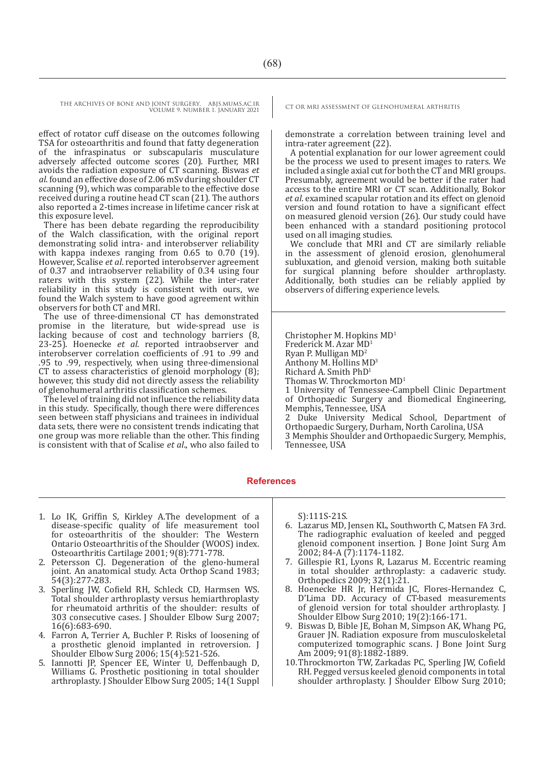effect of rotator cuff disease on the outcomes following TSA for osteoarthritis and found that fatty degeneration of the infraspinatus or subscapularis musculature adversely affected outcome scores (20). Further, MRI avoids the radiation exposure of CT scanning. Biswas *et al*. found an effective dose of 2.06 mSv during shoulder CT scanning (9), which was comparable to the effective dose received during a routine head CT scan (21). The authors also reported a 2-times increase in lifetime cancer risk at this exposure level.

There has been debate regarding the reproducibility of the Walch classification, with the original report demonstrating solid intra- and interobserver reliability with kappa indexes ranging from 0.65 to 0.70 (19). However, Scalise *et al*. reported interobserver agreement of 0.37 and intraobserver reliability of 0.34 using four raters with this system (22). While the inter-rater reliability in this study is consistent with ours, we found the Walch system to have good agreement within observers for both CT and MRI.

The use of three-dimensional CT has demonstrated promise in the literature, but wide-spread use is lacking because of cost and technology barriers (8, 23-25). Hoenecke *et al*. reported intraobserver and interobserver correlation coefficients of .91 to .99 and .95 to .99, respectively, when using three-dimensional CT to assess characteristics of glenoid morphology (8); however, this study did not directly assess the reliability of glenohumeral arthritis classification schemes.

The level of training did not influence the reliability data in this study. Specifically, though there were differences seen between staff physicians and trainees in individual data sets, there were no consistent trends indicating that one group was more reliable than the other. This finding is consistent with that of Scalise *et al*., who also failed to demonstrate a correlation between training level and intra-rater agreement (22).

A potential explanation for our lower agreement could be the process we used to present images to raters. We included a single axial cut for both the CT and MRI groups. Presumably, agreement would be better if the rater had access to the entire MRI or CT scan. Additionally, Bokor *et al*. examined scapular rotation and its effect on glenoid version and found rotation to have a significant effect on measured glenoid version (26). Our study could have been enhanced with a standard positioning protocol used on all imaging studies.

We conclude that MRI and CT are similarly reliable in the assessment of glenoid erosion, glenohumeral subluxation, and glenoid version, making both suitable for surgical planning before shoulder arthroplasty. Additionally, both studies can be reliably applied by observers of differing experience levels.

Christopher M. Hopkins MD[1]
Frederick M. Azar MD[1]
Ryan P. Mulligan MD[2]
Anthony M. Hollins MD[3]
Richard A. Smith PhD[1]
Thomas W. Throckmorton MD[1]

1 University of Tennessee-Campbell Clinic Department of Orthopaedic Surgery and Biomedical Engineering, Memphis, Tennessee, USA
2 Duke University Medical School, Department of Orthopaedic Surgery, Durham, North Carolina, USA
3 Memphis Shoulder and Orthopaedic Surgery, Memphis, Tennessee, USA

## References

1. Lo IK, Griffin S, Kirkley A.The development of a disease-specific quality of life measurement tool for osteoarthritis of the shoulder: The Western Ontario Osteoarthritis of the Shoulder (WOOS) index. Osteoarthritis Cartilage 2001; 9(8):771-778.
2. Petersson CJ. Degeneration of the gleno-humeral joint. An anatomical study. Acta Orthop Scand 1983; 54(3):277-283.
3. Sperling JW, Cofield RH, Schleck CD, Harmsen WS. Total shoulder arthroplasty versus hemiarthroplasty for rheumatoid arthritis of the shoulder: results of 303 consecutive cases. J Shoulder Elbow Surg 2007; 16(6):683-690.
4. Farron A, Terrier A, Buchler P. Risks of loosening of a prosthetic glenoid implanted in retroversion. J Shoulder Elbow Surg 2006; 15(4):521-526.
5. Iannotti JP, Spencer EE, Winter U, Deffenbaugh D, Williams G. Prosthetic positioning in total shoulder arthroplasty. J Shoulder Elbow Surg 2005; 14(1 Suppl S):111S-21S.
6. Lazarus MD, Jensen KL, Southworth C, Matsen FA 3rd. The radiographic evaluation of keeled and pegged glenoid component insertion. J Bone Joint Surg Am 2002; 84-A (7):1174-1182.
7. Gillespie R1, Lyons R, Lazarus M. Eccentric reaming in total shoulder arthroplasty: a cadaveric study. Orthopedics 2009; 32(1):21.
8. Hoenecke HR Jr, Hermida JC, Flores-Hernandez C, D'Lima DD. Accuracy of CT-based measurements of glenoid version for total shoulder arthroplasty. J Shoulder Elbow Surg 2010; 19(2):166-171.
9. Biswas D, Bible JE, Bohan M, Simpson AK, Whang PG, Grauer JN. Radiation exposure from musculoskeletal computerized tomographic scans. J Bone Joint Surg Am 2009; 91(8):1882-1889.
10. Throckmorton TW, Zarkadas PC, Sperling JW, Cofield RH. Pegged versus keeled glenoid components in total shoulder arthroplasty. J Shoulder Elbow Surg 2010;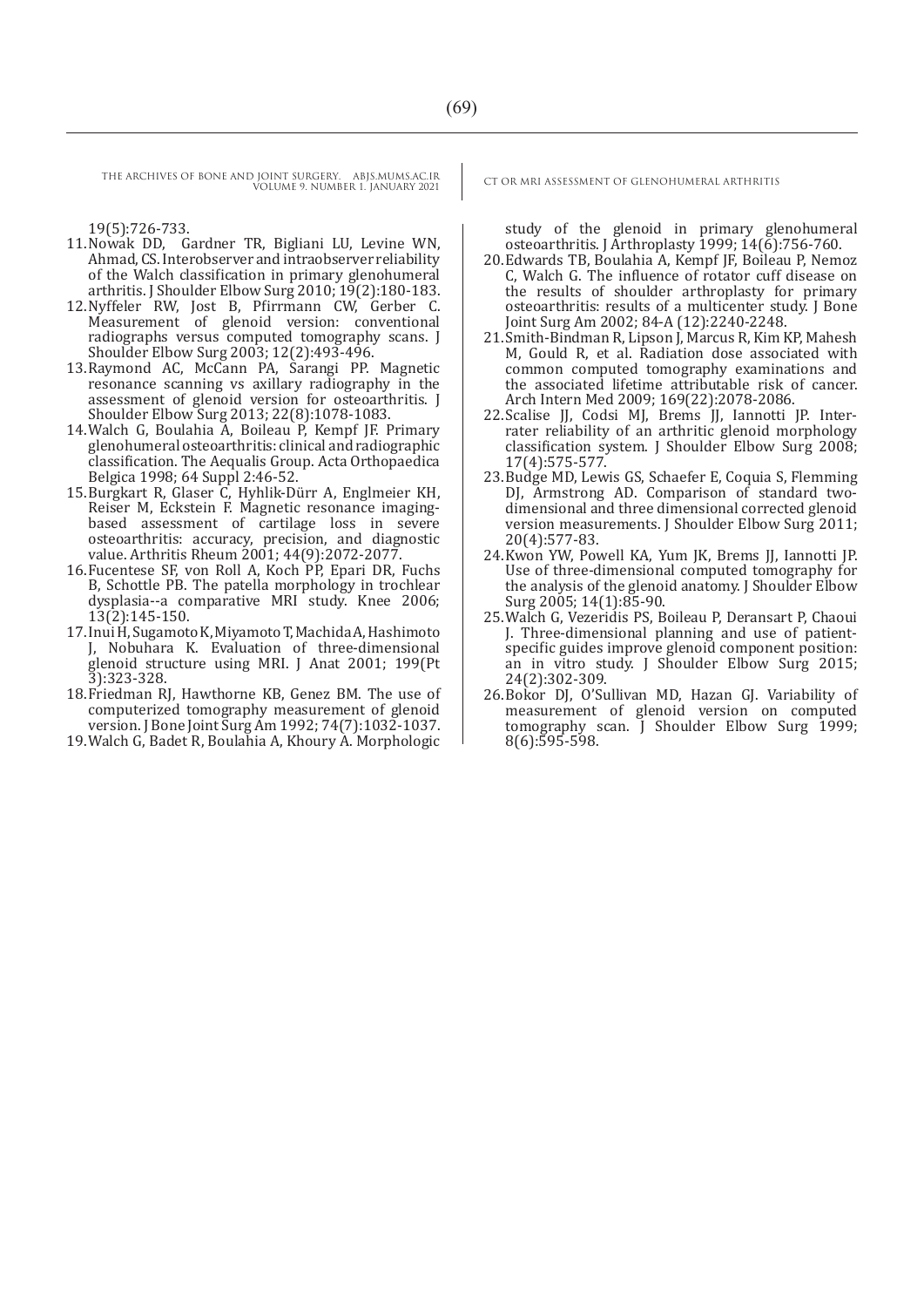19(5):726-733.

11. Nowak DD, Gardner TR, Bigliani LU, Levine WN, Ahmad, CS. Interobserver and intraobserver reliability of the Walch classification in primary glenohumeral arthritis. J Shoulder Elbow Surg 2010; 19(2):180-183.
12. Nyffeler RW, Jost B, Pfirrmann CW, Gerber C. Measurement of glenoid version: conventional radiographs versus computed tomography scans. J Shoulder Elbow Surg 2003; 12(2):493-496.
13. Raymond AC, McCann PA, Sarangi PP. Magnetic resonance scanning vs axillary radiography in the assessment of glenoid version for osteoarthritis. J Shoulder Elbow Surg 2013; 22(8):1078-1083.
14. Walch G, Boulahia A, Boileau P, Kempf JF. Primary glenohumeral osteoarthritis: clinical and radiographic classification. The Aequalis Group. Acta Orthopaedica Belgica 1998; 64 Suppl 2:46-52.
15. Burgkart R, Glaser C, Hyhlik-Dürr A, Englmeier KH, Reiser M, Eckstein F. Magnetic resonance imaging-based assessment of cartilage loss in severe osteoarthritis: accuracy, precision, and diagnostic value. Arthritis Rheum 2001; 44(9):2072-2077.
16. Fucentese SF, von Roll A, Koch PP, Epari DR, Fuchs B, Schottle PB. The patella morphology in trochlear dysplasia--a comparative MRI study. Knee 2006; 13(2):145-150.
17. Inui H, Sugamoto K, Miyamoto T, Machida A, Hashimoto J, Nobuhara K. Evaluation of three-dimensional glenoid structure using MRI. J Anat 2001; 199(Pt 3):323-328.
18. Friedman RJ, Hawthorne KB, Genez BM. The use of computerized tomography measurement of glenoid version. J Bone Joint Surg Am 1992; 74(7):1032-1037.
19. Walch G, Badet R, Boulahia A, Khoury A. Morphologic study of the glenoid in primary glenohumeral osteoarthritis. J Arthroplasty 1999; 14(6):756-760.
20. Edwards TB, Boulahia A, Kempf JF, Boileau P, Nemoz C, Walch G. The influence of rotator cuff disease on the results of shoulder arthroplasty for primary osteoarthritis: results of a multicenter study. J Bone Joint Surg Am 2002; 84-A (12):2240-2248.
21. Smith-Bindman R, Lipson J, Marcus R, Kim KP, Mahesh M, Gould R, et al. Radiation dose associated with common computed tomography examinations and the associated lifetime attributable risk of cancer. Arch Intern Med 2009; 169(22):2078-2086.
22. Scalise JJ, Codsi MJ, Brems JJ, Iannotti JP. Inter-rater reliability of an arthritic glenoid morphology classification system. J Shoulder Elbow Surg 2008; 17(4):575-577.
23. Budge MD, Lewis GS, Schaefer E, Coquia S, Flemming DJ, Armstrong AD. Comparison of standard two-dimensional and three dimensional corrected glenoid version measurements. J Shoulder Elbow Surg 2011; 20(4):577-83.
24. Kwon YW, Powell KA, Yum JK, Brems JJ, Iannotti JP. Use of three-dimensional computed tomography for the analysis of the glenoid anatomy. J Shoulder Elbow Surg 2005; 14(1):85-90.
25. Walch G, Vezeridis PS, Boileau P, Deransart P, Chaoui J. Three-dimensional planning and use of patient-specific guides improve glenoid component position: an in vitro study. J Shoulder Elbow Surg 2015; 24(2):302-309.
26. Bokor DJ, O'Sullivan MD, Hazan GJ. Variability of measurement of glenoid version on computed tomography scan. J Shoulder Elbow Surg 1999; 8(6):595-598.